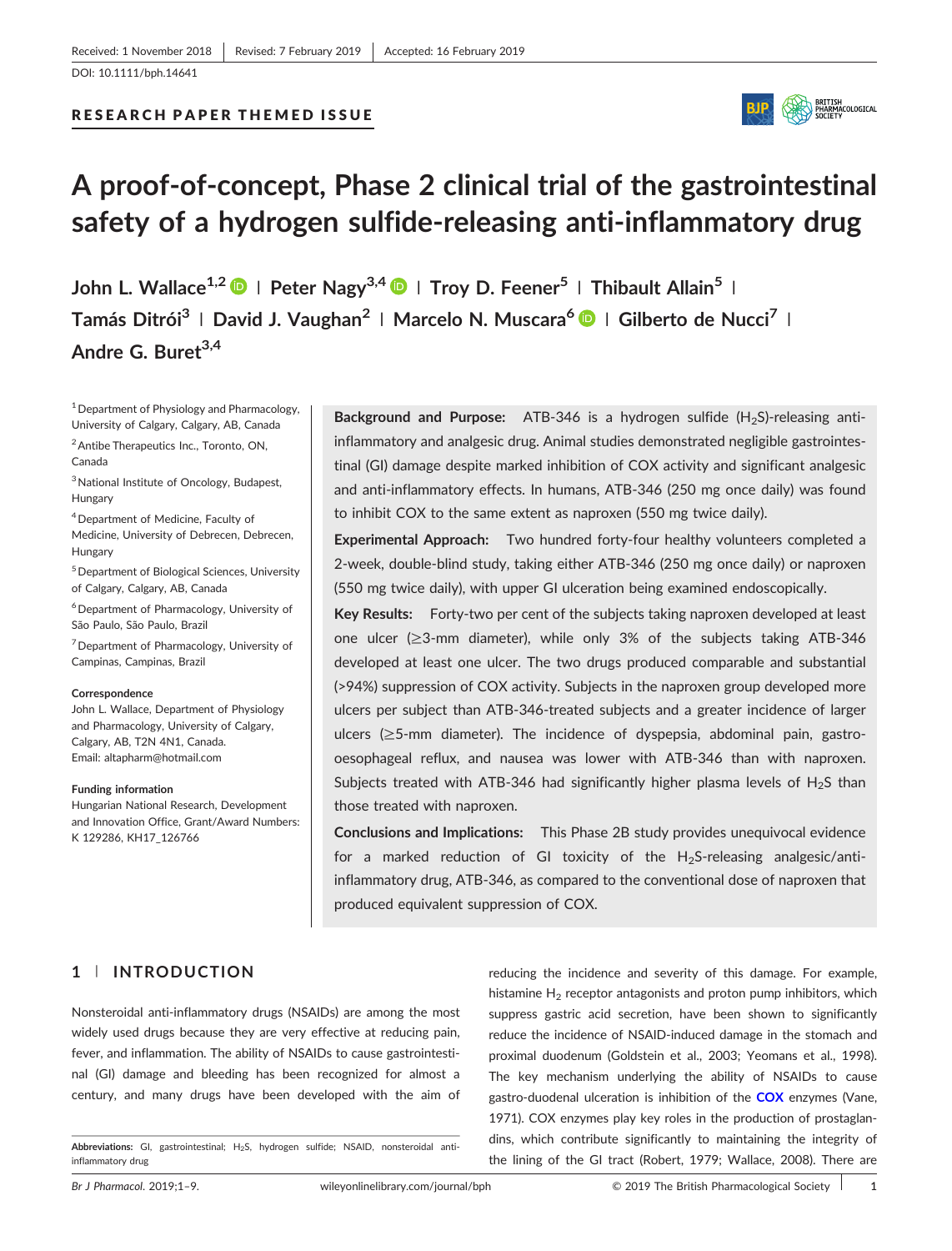Received: 1 November 2018 | Revised: 7 February 2019 | Accepted: 16 February 2019

DOI: 10.1111/bph.14641

RESEARCH PAPER THEMED ISSUE

# A proof-of-concept, Phase 2 clinical trial of the gastrointestinal safety of a hydrogen sulfide-releasing anti-inflammatory drug

John L. Wallace[1,2] | Peter Nagy[3,4] | Troy D. Feener[5] | Thibault Allain[5] | Tamás Ditrói[3] | David J. Vaughan[2] | Marcelo N. Muscara[6] | Gilberto de Nucci[7] | Andre G. Buret[3,4]

[1] Department of Physiology and Pharmacology, University of Calgary, Calgary, AB, Canada

[2] Antibe Therapeutics Inc., Toronto, ON, Canada

[3] National Institute of Oncology, Budapest, Hungary

[4] Department of Medicine, Faculty of Medicine, University of Debrecen, Debrecen, Hungary

[5] Department of Biological Sciences, University of Calgary, Calgary, AB, Canada

[6] Department of Pharmacology, University of São Paulo, São Paulo, Brazil

[7] Department of Pharmacology, University of Campinas, Campinas, Brazil

**Correspondence**
John L. Wallace, Department of Physiology and Pharmacology, University of Calgary, Calgary, AB, T2N 4N1, Canada.
Email: altapharm@hotmail.com

**Funding information**
Hungarian National Research, Development and Innovation Office, Grant/Award Numbers: K 129286, KH17_126766

**Background and Purpose:** ATB-346 is a hydrogen sulfide ($H_2S$)-releasing anti-inflammatory and analgesic drug. Animal studies demonstrated negligible gastrointestinal (GI) damage despite marked inhibition of COX activity and significant analgesic and anti-inflammatory effects. In humans, ATB-346 (250 mg once daily) was found to inhibit COX to the same extent as naproxen (550 mg twice daily).

**Experimental Approach:** Two hundred forty-four healthy volunteers completed a 2-week, double-blind study, taking either ATB-346 (250 mg once daily) or naproxen (550 mg twice daily), with upper GI ulceration being examined endoscopically.

**Key Results:** Forty-two per cent of the subjects taking naproxen developed at least one ulcer ($\geq$3-mm diameter), while only 3% of the subjects taking ATB-346 developed at least one ulcer. The two drugs produced comparable and substantial (>94%) suppression of COX activity. Subjects in the naproxen group developed more ulcers per subject than ATB-346-treated subjects and a greater incidence of larger ulcers ($\geq$5-mm diameter). The incidence of dyspepsia, abdominal pain, gastro-oesophageal reflux, and nausea was lower with ATB-346 than with naproxen. Subjects treated with ATB-346 had significantly higher plasma levels of $H_2S$ than those treated with naproxen.

**Conclusions and Implications:** This Phase 2B study provides unequivocal evidence for a marked reduction of GI toxicity of the $H_2S$-releasing analgesic/anti-inflammatory drug, ATB-346, as compared to the conventional dose of naproxen that produced equivalent suppression of COX.

## 1 | INTRODUCTION

Nonsteroidal anti-inflammatory drugs (NSAIDs) are among the most widely used drugs because they are very effective at reducing pain, fever, and inflammation. The ability of NSAIDs to cause gastrointestinal (GI) damage and bleeding has been recognized for almost a century, and many drugs have been developed with the aim of reducing the incidence and severity of this damage. For example, histamine $H_2$ receptor antagonists and proton pump inhibitors, which suppress gastric acid secretion, have been shown to significantly reduce the incidence of NSAID-induced damage in the stomach and proximal duodenum (Goldstein et al., 2003; Yeomans et al., 1998). The key mechanism underlying the ability of NSAIDs to cause gastro-duodenal ulceration is inhibition of the **COX** enzymes (Vane, 1971). COX enzymes play key roles in the production of prostaglandins, which contribute significantly to maintaining the integrity of the lining of the GI tract (Robert, 1979; Wallace, 2008). There are

**Abbreviations:** GI, gastrointestinal; $H_2S$, hydrogen sulfide; NSAID, nonsteroidal anti-inflammatory drug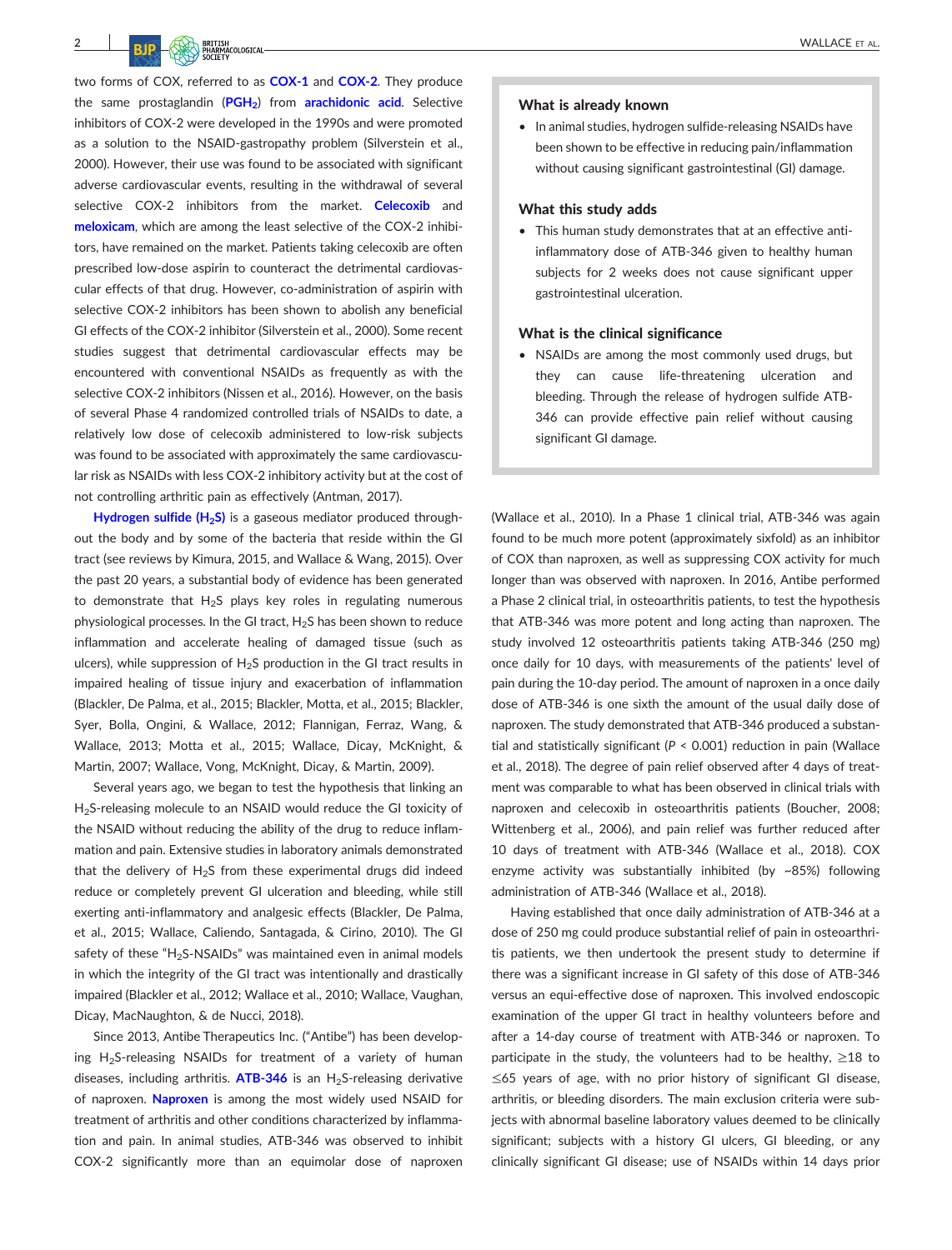two forms of COX, referred to as COX-1 and COX-2. They produce the same prostaglandin ($PGH_2$) from arachidonic acid. Selective inhibitors of COX-2 were developed in the 1990s and were promoted as a solution to the NSAID-gastropathy problem (Silverstein et al., 2000). However, their use was found to be associated with significant adverse cardiovascular events, resulting in the withdrawal of several selective COX-2 inhibitors from the market. Celecoxib and meloxicam, which are among the least selective of the COX-2 inhibitors, have remained on the market. Patients taking celecoxib are often prescribed low-dose aspirin to counteract the detrimental cardiovascular effects of that drug. However, co-administration of aspirin with selective COX-2 inhibitors has been shown to abolish any beneficial GI effects of the COX-2 inhibitor (Silverstein et al., 2000). Some recent studies suggest that detrimental cardiovascular effects may be encountered with conventional NSAIDs as frequently as with the selective COX-2 inhibitors (Nissen et al., 2016). However, on the basis of several Phase 4 randomized controlled trials of NSAIDs to date, a relatively low dose of celecoxib administered to low-risk subjects was found to be associated with approximately the same cardiovascular risk as NSAIDs with less COX-2 inhibitory activity but at the cost of not controlling arthritic pain as effectively (Antman, 2017).

Hydrogen sulfide ($H_2S$) is a gaseous mediator produced throughout the body and by some of the bacteria that reside within the GI tract (see reviews by Kimura, 2015, and Wallace & Wang, 2015). Over the past 20 years, a substantial body of evidence has been generated to demonstrate that $H_2S$ plays key roles in regulating numerous physiological processes. In the GI tract, $H_2S$ has been shown to reduce inflammation and accelerate healing of damaged tissue (such as ulcers), while suppression of $H_2S$ production in the GI tract results in impaired healing of tissue injury and exacerbation of inflammation (Blackler, De Palma, et al., 2015; Blackler, Motta, et al., 2015; Blackler, Syer, Bolla, Ongini, & Wallace, 2012; Flannigan, Ferraz, Wang, & Wallace, 2013; Motta et al., 2015; Wallace, Dicay, McKnight, & Martin, 2007; Wallace, Vong, McKnight, Dicay, & Martin, 2009).

Several years ago, we began to test the hypothesis that linking an $H_2S$-releasing molecule to an NSAID would reduce the GI toxicity of the NSAID without reducing the ability of the drug to reduce inflammation and pain. Extensive studies in laboratory animals demonstrated that the delivery of $H_2S$ from these experimental drugs did indeed reduce or completely prevent GI ulceration and bleeding, while still exerting anti-inflammatory and analgesic effects (Blackler, De Palma, et al., 2015; Wallace, Caliendo, Santagada, & Cirino, 2010). The GI safety of these "$H_2S$-NSAIDs" was maintained even in animal models in which the integrity of the GI tract was intentionally and drastically impaired (Blackler et al., 2012; Wallace et al., 2010; Wallace, Vaughan, Dicay, MacNaughton, & de Nucci, 2018).

Since 2013, Antibe Therapeutics Inc. ("Antibe") has been developing $H_2S$-releasing NSAIDs for treatment of a variety of human diseases, including arthritis. ATB-346 is an $H_2S$-releasing derivative of naproxen. Naproxen is among the most widely used NSAID for treatment of arthritis and other conditions characterized by inflammation and pain. In animal studies, ATB-346 was observed to inhibit COX-2 significantly more than an equimolar dose of naproxen (Wallace et al., 2010). In a Phase 1 clinical trial, ATB-346 was again found to be much more potent (approximately sixfold) as an inhibitor of COX than naproxen, as well as suppressing COX activity for much longer than was observed with naproxen. In 2016, Antibe performed a Phase 2 clinical trial, in osteoarthritis patients, to test the hypothesis that ATB-346 was more potent and long acting than naproxen. The study involved 12 osteoarthritis patients taking ATB-346 (250 mg) once daily for 10 days, with measurements of the patients' level of pain during the 10-day period. The amount of naproxen in a once daily dose of ATB-346 is one sixth the amount of the usual daily dose of naproxen. The study demonstrated that ATB-346 produced a substantial and statistically significant ($P < 0.001$) reduction in pain (Wallace et al., 2018). The degree of pain relief observed after 4 days of treatment was comparable to what has been observed in clinical trials with naproxen and celecoxib in osteoarthritis patients (Boucher, 2008; Wittenberg et al., 2006), and pain relief was further reduced after 10 days of treatment with ATB-346 (Wallace et al., 2018). COX enzyme activity was substantially inhibited (by ~85%) following administration of ATB-346 (Wallace et al., 2018).

Having established that once daily administration of ATB-346 at a dose of 250 mg could produce substantial relief of pain in osteoarthritis patients, we then undertook the present study to determine if there was a significant increase in GI safety of this dose of ATB-346 versus an equi-effective dose of naproxen. This involved endoscopic examination of the upper GI tract in healthy volunteers before and after a 14-day course of treatment with ATB-346 or naproxen. To participate in the study, the volunteers had to be healthy, ≥18 to ≤65 years of age, with no prior history of significant GI disease, arthritis, or bleeding disorders. The main exclusion criteria were subjects with abnormal baseline laboratory values deemed to be clinically significant; subjects with a history GI ulcers, GI bleeding, or any clinically significant GI disease; use of NSAIDs within 14 days prior

**What is already known**

- In animal studies, hydrogen sulfide-releasing NSAIDs have been shown to be effective in reducing pain/inflammation without causing significant gastrointestinal (GI) damage.

**What this study adds**

- This human study demonstrates that at an effective anti-inflammatory dose of ATB-346 given to healthy human subjects for 2 weeks does not cause significant upper gastrointestinal ulceration.

**What is the clinical significance**

- NSAIDs are among the most commonly used drugs, but they can cause life-threatening ulceration and bleeding. Through the release of hydrogen sulfide ATB-346 can provide effective pain relief without causing significant GI damage.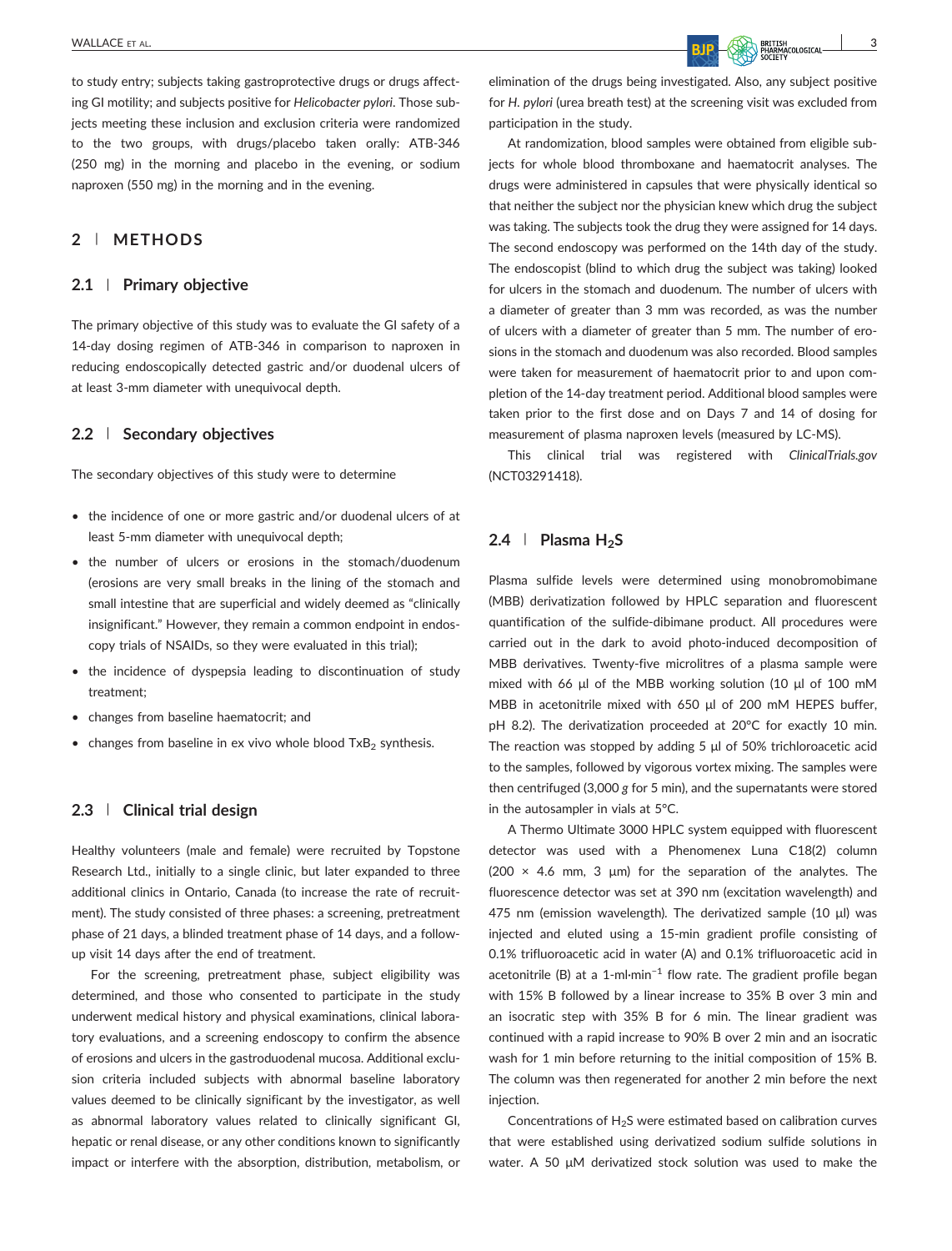to study entry; subjects taking gastroprotective drugs or drugs affecting GI motility; and subjects positive for *Helicobacter pylori*. Those subjects meeting these inclusion and exclusion criteria were randomized to the two groups, with drugs/placebo taken orally: ATB-346 (250 mg) in the morning and placebo in the evening, or sodium naproxen (550 mg) in the morning and in the evening.

## 2 | METHODS

### 2.1 | Primary objective

The primary objective of this study was to evaluate the GI safety of a 14-day dosing regimen of ATB-346 in comparison to naproxen in reducing endoscopically detected gastric and/or duodenal ulcers of at least 3-mm diameter with unequivocal depth.

### 2.2 | Secondary objectives

The secondary objectives of this study were to determine

- the incidence of one or more gastric and/or duodenal ulcers of at least 5-mm diameter with unequivocal depth;
- the number of ulcers or erosions in the stomach/duodenum (erosions are very small breaks in the lining of the stomach and small intestine that are superficial and widely deemed as "clinically insignificant." However, they remain a common endpoint in endoscopy trials of NSAIDs, so they were evaluated in this trial);
- the incidence of dyspepsia leading to discontinuation of study treatment;
- changes from baseline haematocrit; and
- changes from baseline in ex vivo whole blood $TxB_2$ synthesis.

### 2.3 | Clinical trial design

Healthy volunteers (male and female) were recruited by Topstone Research Ltd., initially to a single clinic, but later expanded to three additional clinics in Ontario, Canada (to increase the rate of recruitment). The study consisted of three phases: a screening, pretreatment phase of 21 days, a blinded treatment phase of 14 days, and a follow-up visit 14 days after the end of treatment.

For the screening, pretreatment phase, subject eligibility was determined, and those who consented to participate in the study underwent medical history and physical examinations, clinical laboratory evaluations, and a screening endoscopy to confirm the absence of erosions and ulcers in the gastroduodenal mucosa. Additional exclusion criteria included subjects with abnormal baseline laboratory values deemed to be clinically significant by the investigator, as well as abnormal laboratory values related to clinically significant GI, hepatic or renal disease, or any other conditions known to significantly impact or interfere with the absorption, distribution, metabolism, or elimination of the drugs being investigated. Also, any subject positive for *H. pylori* (urea breath test) at the screening visit was excluded from participation in the study.

At randomization, blood samples were obtained from eligible subjects for whole blood thromboxane and haematocrit analyses. The drugs were administered in capsules that were physically identical so that neither the subject nor the physician knew which drug the subject was taking. The subjects took the drug they were assigned for 14 days. The second endoscopy was performed on the 14th day of the study. The endoscopist (blind to which drug the subject was taking) looked for ulcers in the stomach and duodenum. The number of ulcers with a diameter of greater than 3 mm was recorded, as was the number of ulcers with a diameter of greater than 5 mm. The number of erosions in the stomach and duodenum was also recorded. Blood samples were taken for measurement of haematocrit prior to and upon completion of the 14-day treatment period. Additional blood samples were taken prior to the first dose and on Days 7 and 14 of dosing for measurement of plasma naproxen levels (measured by LC-MS).

This clinical trial was registered with *ClinicalTrials.gov* (NCT03291418).

### 2.4 | Plasma $H_2S$

Plasma sulfide levels were determined using monobromobimane (MBB) derivatization followed by HPLC separation and fluorescent quantification of the sulfide-dibimane product. All procedures were carried out in the dark to avoid photo-induced decomposition of MBB derivatives. Twenty-five microlitres of a plasma sample were mixed with 66 μl of the MBB working solution (10 μl of 100 mM MBB in acetonitrile mixed with 650 μl of 200 mM HEPES buffer, pH 8.2). The derivatization proceeded at 20°C for exactly 10 min. The reaction was stopped by adding 5 μl of 50% trichloroacetic acid to the samples, followed by vigorous vortex mixing. The samples were then centrifuged (3,000 *g* for 5 min), and the supernatants were stored in the autosampler in vials at 5°C.

A Thermo Ultimate 3000 HPLC system equipped with fluorescent detector was used with a Phenomenex Luna C18(2) column (200 × 4.6 mm, 3 μm) for the separation of the analytes. The fluorescence detector was set at 390 nm (excitation wavelength) and 475 nm (emission wavelength). The derivatized sample (10 μl) was injected and eluted using a 15-min gradient profile consisting of 0.1% trifluoroacetic acid in water (A) and 0.1% trifluoroacetic acid in acetonitrile (B) at a 1-ml·min$^{-1}$ flow rate. The gradient profile began with 15% B followed by a linear increase to 35% B over 3 min and an isocratic step with 35% B for 6 min. The linear gradient was continued with a rapid increase to 90% B over 2 min and an isocratic wash for 1 min before returning to the initial composition of 15% B. The column was then regenerated for another 2 min before the next injection.

Concentrations of $H_2S$ were estimated based on calibration curves that were established using derivatized sodium sulfide solutions in water. A 50 μM derivatized stock solution was used to make the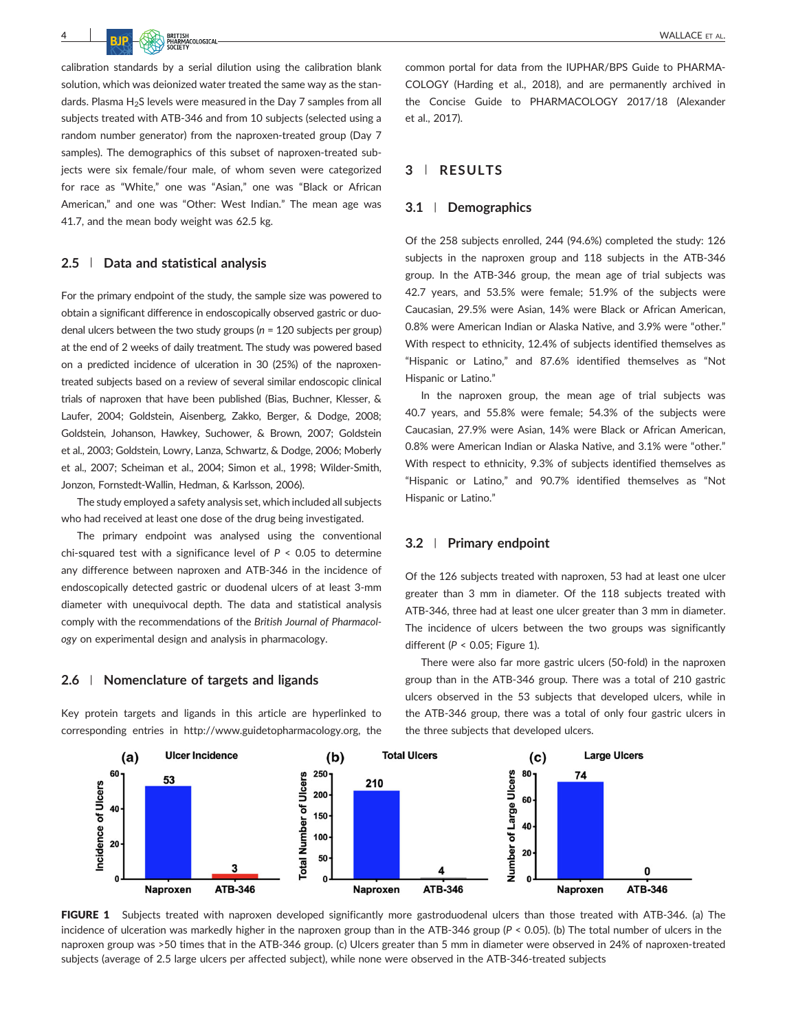calibration standards by a serial dilution using the calibration blank solution, which was deionized water treated the same way as the standards. Plasma $H_2S$ levels were measured in the Day 7 samples from all subjects treated with ATB-346 and from 10 subjects (selected using a random number generator) from the naproxen-treated group (Day 7 samples). The demographics of this subset of naproxen-treated subjects were six female/four male, of whom seven were categorized for race as "White," one was "Asian," one was "Black or African American," and one was "Other: West Indian." The mean age was 41.7, and the mean body weight was 62.5 kg.

### 2.5 | Data and statistical analysis

For the primary endpoint of the study, the sample size was powered to obtain a significant difference in endoscopically observed gastric or duodenal ulcers between the two study groups ($n$ = 120 subjects per group) at the end of 2 weeks of daily treatment. The study was powered based on a predicted incidence of ulceration in 30 (25%) of the naproxen-treated subjects based on a review of several similar endoscopic clinical trials of naproxen that have been published (Bias, Buchner, Klesser, & Laufer, 2004; Goldstein, Aisenberg, Zakko, Berger, & Dodge, 2008; Goldstein, Johanson, Hawkey, Suchower, & Brown, 2007; Goldstein et al., 2003; Goldstein, Lowry, Lanza, Schwartz, & Dodge, 2006; Moberly et al., 2007; Scheiman et al., 2004; Simon et al., 1998; Wilder-Smith, Jonzon, Fornstedt-Wallin, Hedman, & Karlsson, 2006).

The study employed a safety analysis set, which included all subjects who had received at least one dose of the drug being investigated.

The primary endpoint was analysed using the conventional chi-squared test with a significance level of $P < 0.05$ to determine any difference between naproxen and ATB-346 in the incidence of endoscopically detected gastric or duodenal ulcers of at least 3-mm diameter with unequivocal depth. The data and statistical analysis comply with the recommendations of the *British Journal of Pharmacology* on experimental design and analysis in pharmacology.

### 2.6 | Nomenclature of targets and ligands

Key protein targets and ligands in this article are hyperlinked to corresponding entries in http://www.guidetopharmacology.org, the common portal for data from the IUPHAR/BPS Guide to PHARMACOLOGY (Harding et al., 2018), and are permanently archived in the Concise Guide to PHARMACOLOGY 2017/18 (Alexander et al., 2017).

## 3 | RESULTS

### 3.1 | Demographics

Of the 258 subjects enrolled, 244 (94.6%) completed the study: 126 subjects in the naproxen group and 118 subjects in the ATB-346 group. In the ATB-346 group, the mean age of trial subjects was 42.7 years, and 53.5% were female; 51.9% of the subjects were Caucasian, 29.5% were Asian, 14% were Black or African American, 0.8% were American Indian or Alaska Native, and 3.9% were "other." With respect to ethnicity, 12.4% of subjects identified themselves as "Hispanic or Latino," and 87.6% identified themselves as "Not Hispanic or Latino."

In the naproxen group, the mean age of trial subjects was 40.7 years, and 55.8% were female; 54.3% of the subjects were Caucasian, 27.9% were Asian, 14% were Black or African American, 0.8% were American Indian or Alaska Native, and 3.1% were "other." With respect to ethnicity, 9.3% of subjects identified themselves as "Hispanic or Latino," and 90.7% identified themselves as "Not Hispanic or Latino."

### 3.2 | Primary endpoint

Of the 126 subjects treated with naproxen, 53 had at least one ulcer greater than 3 mm in diameter. Of the 118 subjects treated with ATB-346, three had at least one ulcer greater than 3 mm in diameter. The incidence of ulcers between the two groups was significantly different ($P < 0.05$; Figure 1).

There were also far more gastric ulcers (50-fold) in the naproxen group than in the ATB-346 group. There was a total of 210 gastric ulcers observed in the 53 subjects that developed ulcers, while in the ATB-346 group, there was a total of only four gastric ulcers in the three subjects that developed ulcers.

**FIGURE 1** Subjects treated with naproxen developed significantly more gastroduodenal ulcers than those treated with ATB-346. (a) The incidence of ulceration was markedly higher in the naproxen group than in the ATB-346 group ($P < 0.05$). (b) The total number of ulcers in the naproxen group was >50 times that in the ATB-346 group. (c) Ulcers greater than 5 mm in diameter were observed in 24% of naproxen-treated subjects (average of 2.5 large ulcers per affected subject), while none were observed in the ATB-346-treated subjects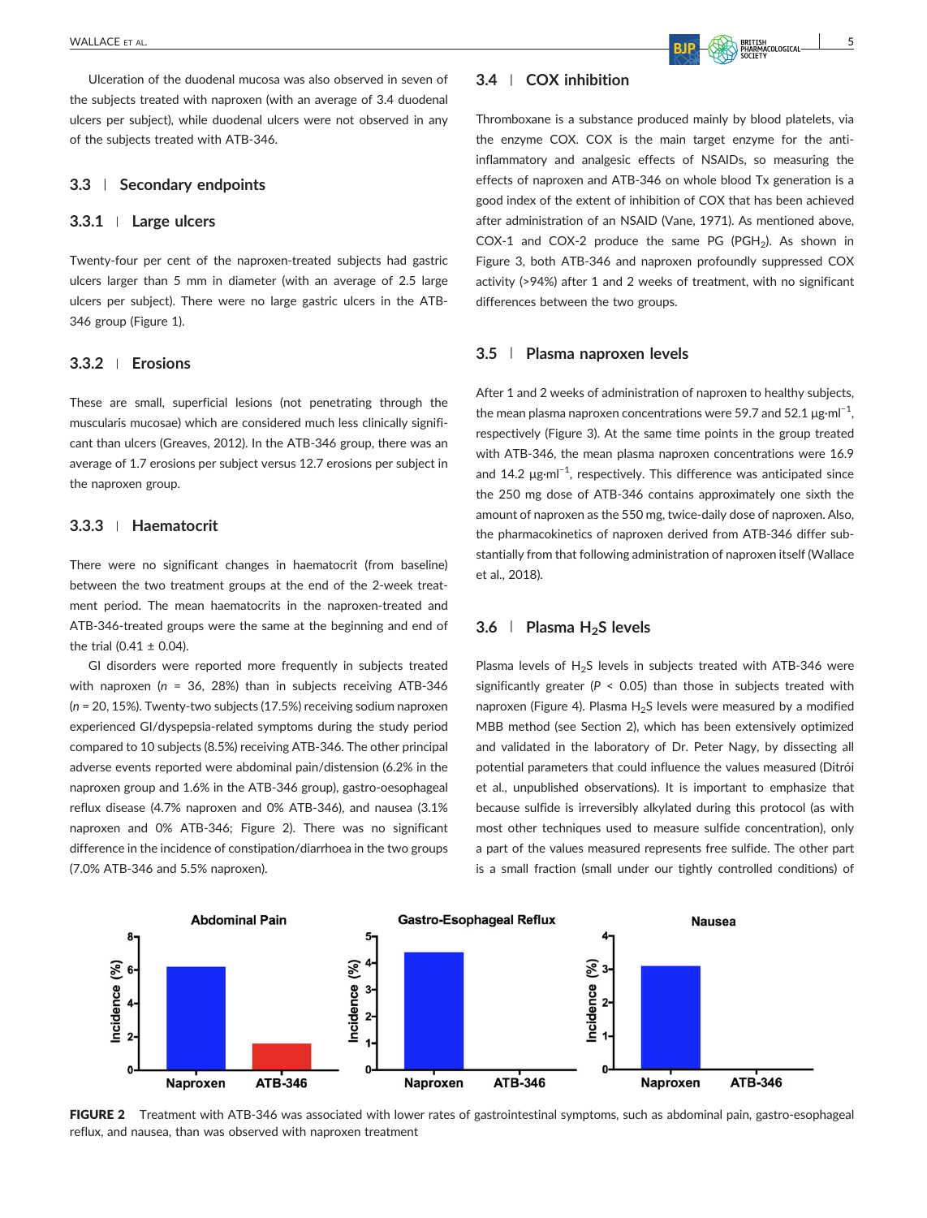Ulceration of the duodenal mucosa was also observed in seven of the subjects treated with naproxen (with an average of 3.4 duodenal ulcers per subject), while duodenal ulcers were not observed in any of the subjects treated with ATB-346.

## 3.3 | Secondary endpoints

### 3.3.1 | Large ulcers

Twenty-four per cent of the naproxen-treated subjects had gastric ulcers larger than 5 mm in diameter (with an average of 2.5 large ulcers per subject). There were no large gastric ulcers in the ATB-346 group (Figure 1).

### 3.3.2 | Erosions

These are small, superficial lesions (not penetrating through the muscularis mucosae) which are considered much less clinically significant than ulcers (Greaves, 2012). In the ATB-346 group, there was an average of 1.7 erosions per subject versus 12.7 erosions per subject in the naproxen group.

### 3.3.3 | Haematocrit

There were no significant changes in haematocrit (from baseline) between the two treatment groups at the end of the 2-week treatment period. The mean haematocrits in the naproxen-treated and ATB-346-treated groups were the same at the beginning and end of the trial (0.41 ± 0.04).

GI disorders were reported more frequently in subjects treated with naproxen (*n* = 36, 28%) than in subjects receiving ATB-346 (*n* = 20, 15%). Twenty-two subjects (17.5%) receiving sodium naproxen experienced GI/dyspepsia-related symptoms during the study period compared to 10 subjects (8.5%) receiving ATB-346. The other principal adverse events reported were abdominal pain/distension (6.2% in the naproxen group and 1.6% in the ATB-346 group), gastro-oesophageal reflux disease (4.7% naproxen and 0% ATB-346), and nausea (3.1% naproxen and 0% ATB-346; Figure 2). There was no significant difference in the incidence of constipation/diarrhoea in the two groups (7.0% ATB-346 and 5.5% naproxen).

## 3.4 | COX inhibition

Thromboxane is a substance produced mainly by blood platelets, via the enzyme COX. COX is the main target enzyme for the anti-inflammatory and analgesic effects of NSAIDs, so measuring the effects of naproxen and ATB-346 on whole blood Tx generation is a good index of the extent of inhibition of COX that has been achieved after administration of an NSAID (Vane, 1971). As mentioned above, COX-1 and COX-2 produce the same PG ($PGH_2$). As shown in Figure 3, both ATB-346 and naproxen profoundly suppressed COX activity (>94%) after 1 and 2 weeks of treatment, with no significant differences between the two groups.

## 3.5 | Plasma naproxen levels

After 1 and 2 weeks of administration of naproxen to healthy subjects, the mean plasma naproxen concentrations were 59.7 and 52.1 $\mu g \cdot ml^{-1}$, respectively (Figure 3). At the same time points in the group treated with ATB-346, the mean plasma naproxen concentrations were 16.9 and 14.2 $\mu g \cdot ml^{-1}$, respectively. This difference was anticipated since the 250 mg dose of ATB-346 contains approximately one sixth the amount of naproxen as the 550 mg, twice-daily dose of naproxen. Also, the pharmacokinetics of naproxen derived from ATB-346 differ substantially from that following administration of naproxen itself (Wallace et al., 2018).

## 3.6 | Plasma $H_2S$ levels

Plasma levels of $H_2S$ levels in subjects treated with ATB-346 were significantly greater ($P < 0.05$) than those in subjects treated with naproxen (Figure 4). Plasma $H_2S$ levels were measured by a modified MBB method (see Section 2), which has been extensively optimized and validated in the laboratory of Dr. Peter Nagy, by dissecting all potential parameters that could influence the values measured (Ditrói et al., unpublished observations). It is important to emphasize that because sulfide is irreversibly alkylated during this protocol (as with most other techniques used to measure sulfide concentration), only a part of the values measured represents free sulfide. The other part is a small fraction (small under our tightly controlled conditions) of

**FIGURE 2** Treatment with ATB-346 was associated with lower rates of gastrointestinal symptoms, such as abdominal pain, gastro-esophageal reflux, and nausea, than was observed with naproxen treatment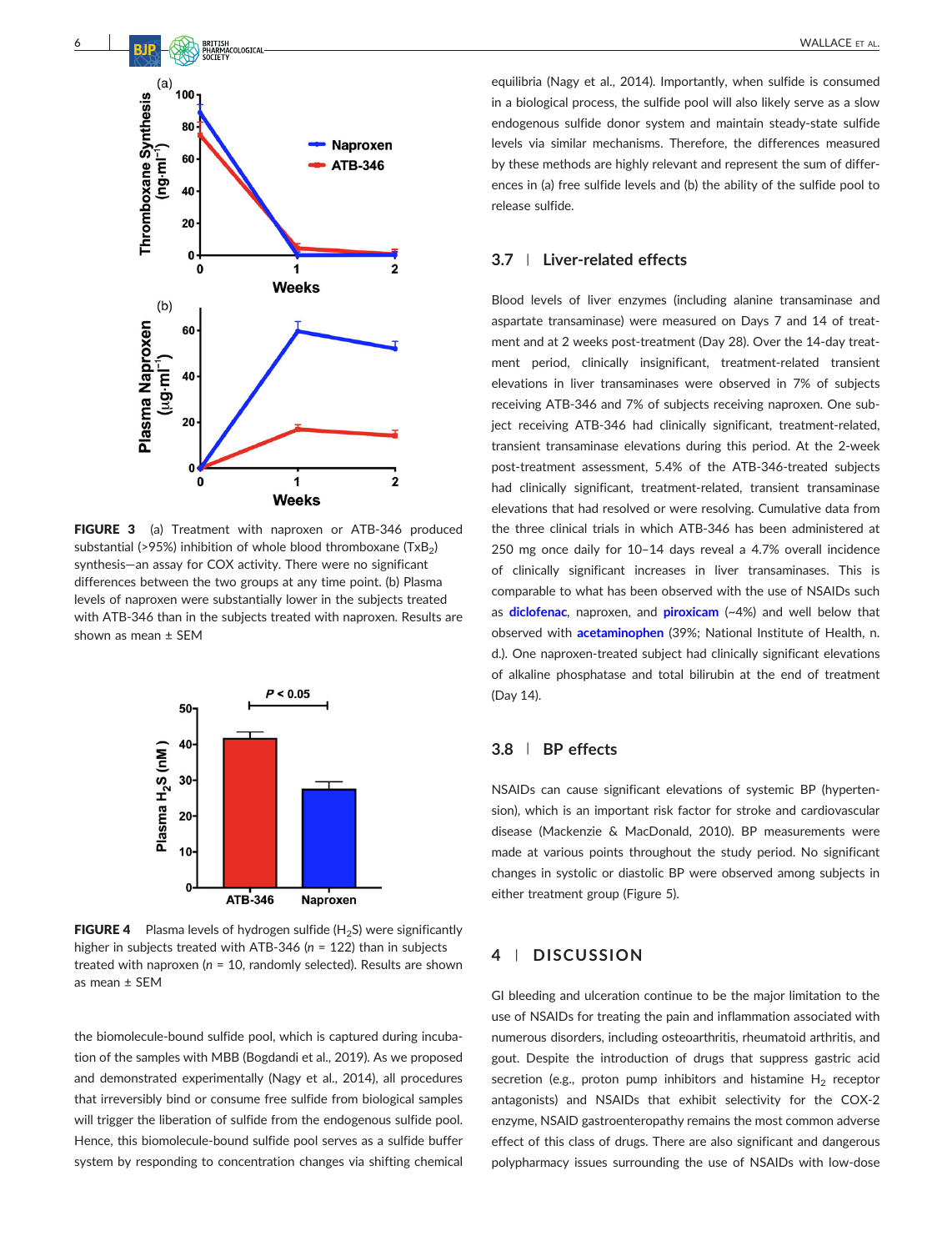FIGURE 3 (a) Treatment with naproxen or ATB-346 produced substantial (>95%) inhibition of whole blood thromboxane ($TxB_2$) synthesis—an assay for COX activity. There were no significant differences between the two groups at any time point. (b) Plasma levels of naproxen were substantially lower in the subjects treated with ATB-346 than in the subjects treated with naproxen. Results are shown as mean ± SEM

FIGURE 4 Plasma levels of hydrogen sulfide ($H_2S$) were significantly higher in subjects treated with ATB-346 ($n$ = 122) than in subjects treated with naproxen ($n$ = 10, randomly selected). Results are shown as mean ± SEM

the biomolecule-bound sulfide pool, which is captured during incubation of the samples with MBB (Bogdandi et al., 2019). As we proposed and demonstrated experimentally (Nagy et al., 2014), all procedures that irreversibly bind or consume free sulfide from biological samples will trigger the liberation of sulfide from the endogenous sulfide pool. Hence, this biomolecule-bound sulfide pool serves as a sulfide buffer system by responding to concentration changes via shifting chemical equilibria (Nagy et al., 2014). Importantly, when sulfide is consumed in a biological process, the sulfide pool will also likely serve as a slow endogenous sulfide donor system and maintain steady-state sulfide levels via similar mechanisms. Therefore, the differences measured by these methods are highly relevant and represent the sum of differences in (a) free sulfide levels and (b) the ability of the sulfide pool to release sulfide.

### 3.7 | Liver-related effects

Blood levels of liver enzymes (including alanine transaminase and aspartate transaminase) were measured on Days 7 and 14 of treatment and at 2 weeks post-treatment (Day 28). Over the 14-day treatment period, clinically insignificant, treatment-related transient elevations in liver transaminases were observed in 7% of subjects receiving ATB-346 and 7% of subjects receiving naproxen. One subject receiving ATB-346 had clinically significant, treatment-related, transient transaminase elevations during this period. At the 2-week post-treatment assessment, 5.4% of the ATB-346-treated subjects had clinically significant, treatment-related, transient transaminase elevations that had resolved or were resolving. Cumulative data from the three clinical trials in which ATB-346 has been administered at 250 mg once daily for 10–14 days reveal a 4.7% overall incidence of clinically significant increases in liver transaminases. This is comparable to what has been observed with the use of NSAIDs such as **diclofenac**, naproxen, and **piroxicam** (~4%) and well below that observed with **acetaminophen** (39%; National Institute of Health, n.d.). One naproxen-treated subject had clinically significant elevations of alkaline phosphatase and total bilirubin at the end of treatment (Day 14).

### 3.8 | BP effects

NSAIDs can cause significant elevations of systemic BP (hypertension), which is an important risk factor for stroke and cardiovascular disease (Mackenzie & MacDonald, 2010). BP measurements were made at various points throughout the study period. No significant changes in systolic or diastolic BP were observed among subjects in either treatment group (Figure 5).

## 4 | DISCUSSION

GI bleeding and ulceration continue to be the major limitation to the use of NSAIDs for treating the pain and inflammation associated with numerous disorders, including osteoarthritis, rheumatoid arthritis, and gout. Despite the introduction of drugs that suppress gastric acid secretion (e.g., proton pump inhibitors and histamine $H_2$ receptor antagonists) and NSAIDs that exhibit selectivity for the COX-2 enzyme, NSAID gastroenteropathy remains the most common adverse effect of this class of drugs. There are also significant and dangerous polypharmacy issues surrounding the use of NSAIDs with low-dose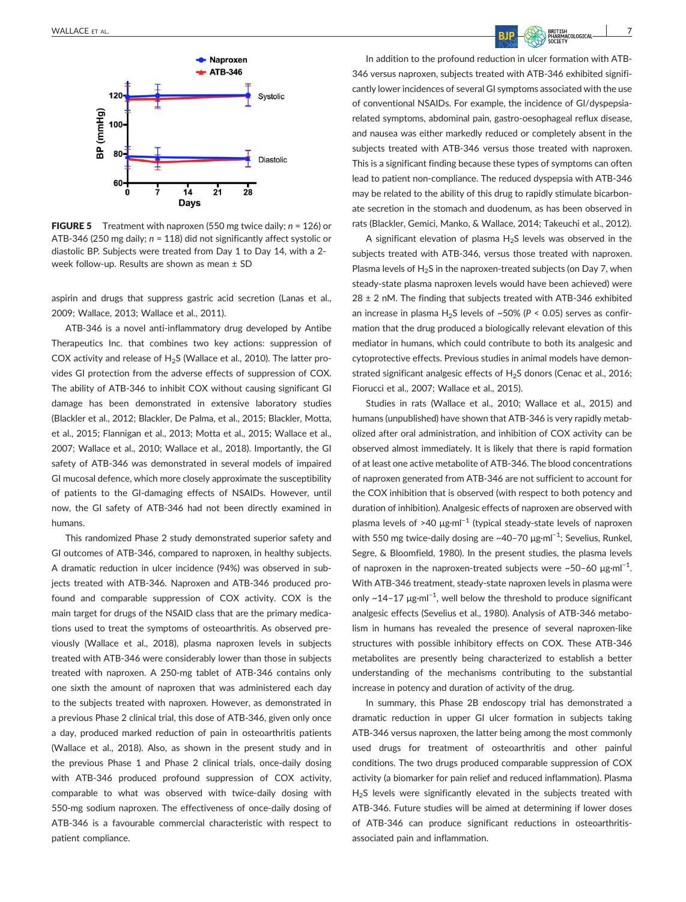**FIGURE 5** Treatment with naproxen (550 mg twice daily; $n$ = 126) or ATB-346 (250 mg daily; $n$ = 118) did not significantly affect systolic or diastolic BP. Subjects were treated from Day 1 to Day 14, with a 2-week follow-up. Results are shown as mean ± SD

aspirin and drugs that suppress gastric acid secretion (Lanas et al., 2009; Wallace, 2013; Wallace et al., 2011).

ATB-346 is a novel anti-inflammatory drug developed by Antibe Therapeutics Inc. that combines two key actions: suppression of COX activity and release of $H_2S$ (Wallace et al., 2010). The latter provides GI protection from the adverse effects of suppression of COX. The ability of ATB-346 to inhibit COX without causing significant GI damage has been demonstrated in extensive laboratory studies (Blackler et al., 2012; Blackler, De Palma, et al., 2015; Blackler, Motta, et al., 2015; Flannigan et al., 2013; Motta et al., 2015; Wallace et al., 2007; Wallace et al., 2010; Wallace et al., 2018). Importantly, the GI safety of ATB-346 was demonstrated in several models of impaired GI mucosal defence, which more closely approximate the susceptibility of patients to the GI-damaging effects of NSAIDs. However, until now, the GI safety of ATB-346 had not been directly examined in humans.

This randomized Phase 2 study demonstrated superior safety and GI outcomes of ATB-346, compared to naproxen, in healthy subjects. A dramatic reduction in ulcer incidence (94%) was observed in subjects treated with ATB-346. Naproxen and ATB-346 produced profound and comparable suppression of COX activity. COX is the main target for drugs of the NSAID class that are the primary medications used to treat the symptoms of osteoarthritis. As observed previously (Wallace et al., 2018), plasma naproxen levels in subjects treated with ATB-346 were considerably lower than those in subjects treated with naproxen. A 250-mg tablet of ATB-346 contains only one sixth the amount of naproxen that was administered each day to the subjects treated with naproxen. However, as demonstrated in a previous Phase 2 clinical trial, this dose of ATB-346, given only once a day, produced marked reduction of pain in osteoarthritis patients (Wallace et al., 2018). Also, as shown in the present study and in the previous Phase 1 and Phase 2 clinical trials, once-daily dosing with ATB-346 produced profound suppression of COX activity, comparable to what was observed with twice-daily dosing with 550-mg sodium naproxen. The effectiveness of once-daily dosing of ATB-346 is a favourable commercial characteristic with respect to patient compliance.

In addition to the profound reduction in ulcer formation with ATB-346 versus naproxen, subjects treated with ATB-346 exhibited significantly lower incidences of several GI symptoms associated with the use of conventional NSAIDs. For example, the incidence of GI/dyspepsia-related symptoms, abdominal pain, gastro-oesophageal reflux disease, and nausea was either markedly reduced or completely absent in the subjects treated with ATB-346 versus those treated with naproxen. This is a significant finding because these types of symptoms can often lead to patient non-compliance. The reduced dyspepsia with ATB-346 may be related to the ability of this drug to rapidly stimulate bicarbonate secretion in the stomach and duodenum, as has been observed in rats (Blackler, Gemici, Manko, & Wallace, 2014; Takeuchi et al., 2012).

A significant elevation of plasma $H_2S$ levels was observed in the subjects treated with ATB-346, versus those treated with naproxen. Plasma levels of $H_2S$ in the naproxen-treated subjects (on Day 7, when steady-state plasma naproxen levels would have been achieved) were 28 ± 2 nM. The finding that subjects treated with ATB-346 exhibited an increase in plasma $H_2S$ levels of ~50% ($P$ < 0.05) serves as confirmation that the drug produced a biologically relevant elevation of this mediator in humans, which could contribute to both its analgesic and cytoprotective effects. Previous studies in animal models have demonstrated significant analgesic effects of $H_2S$ donors (Cenac et al., 2016; Fiorucci et al., 2007; Wallace et al., 2015).

Studies in rats (Wallace et al., 2010; Wallace et al., 2015) and humans (unpublished) have shown that ATB-346 is very rapidly metabolized after oral administration, and inhibition of COX activity can be observed almost immediately. It is likely that there is rapid formation of at least one active metabolite of ATB-346. The blood concentrations of naproxen generated from ATB-346 are not sufficient to account for the COX inhibition that is observed (with respect to both potency and duration of inhibition). Analgesic effects of naproxen are observed with plasma levels of >40 $\mu g \cdot ml^{-1}$ (typical steady-state levels of naproxen with 550 mg twice-daily dosing are ~40–70 $\mu g \cdot ml^{-1}$; Sevelius, Runkel, Segre, & Bloomfield, 1980). In the present studies, the plasma levels of naproxen in the naproxen-treated subjects were ~50–60 $\mu g \cdot ml^{-1}$. With ATB-346 treatment, steady-state naproxen levels in plasma were only ~14–17 $\mu g \cdot ml^{-1}$, well below the threshold to produce significant analgesic effects (Sevelius et al., 1980). Analysis of ATB-346 metabolism in humans has revealed the presence of several naproxen-like structures with possible inhibitory effects on COX. These ATB-346 metabolites are presently being characterized to establish a better understanding of the mechanisms contributing to the substantial increase in potency and duration of activity of the drug.

In summary, this Phase 2B endoscopy trial has demonstrated a dramatic reduction in upper GI ulcer formation in subjects taking ATB-346 versus naproxen, the latter being among the most commonly used drugs for treatment of osteoarthritis and other painful conditions. The two drugs produced comparable suppression of COX activity (a biomarker for pain relief and reduced inflammation). Plasma $H_2S$ levels were significantly elevated in the subjects treated with ATB-346. Future studies will be aimed at determining if lower doses of ATB-346 can produce significant reductions in osteoarthritis-associated pain and inflammation.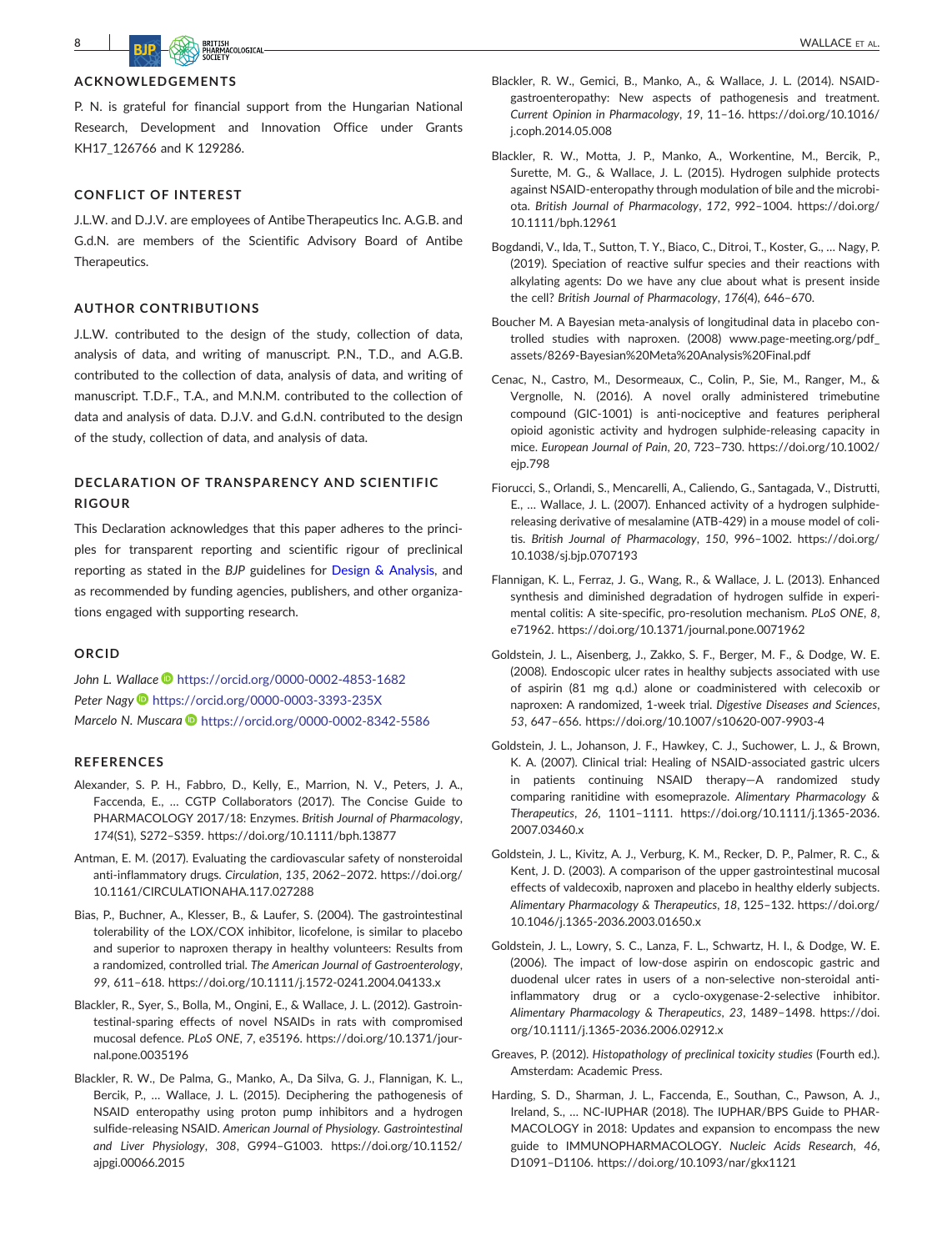## ACKNOWLEDGEMENTS

P. N. is grateful for financial support from the Hungarian National Research, Development and Innovation Office under Grants KH17_126766 and K 129286.

## CONFLICT OF INTEREST

J.L.W. and D.J.V. are employees of Antibe Therapeutics Inc. A.G.B. and G.d.N. are members of the Scientific Advisory Board of Antibe Therapeutics.

## AUTHOR CONTRIBUTIONS

J.L.W. contributed to the design of the study, collection of data, analysis of data, and writing of manuscript. P.N., T.D., and A.G.B. contributed to the collection of data, analysis of data, and writing of manuscript. T.D.F., T.A., and M.N.M. contributed to the collection of data and analysis of data. D.J.V. and G.d.N. contributed to the design of the study, collection of data, and analysis of data.

## DECLARATION OF TRANSPARENCY AND SCIENTIFIC RIGOUR

This Declaration acknowledges that this paper adheres to the principles for transparent reporting and scientific rigour of preclinical reporting as stated in the *BJP* guidelines for Design & Analysis, and as recommended by funding agencies, publishers, and other organizations engaged with supporting research.

## ORCID

*John L. Wallace* https://orcid.org/0000-0002-4853-1682
*Peter Nagy* https://orcid.org/0000-0003-3393-235X
*Marcelo N. Muscara* https://orcid.org/0000-0002-8342-5586

## REFERENCES

Alexander, S. P. H., Fabbro, D., Kelly, E., Marrion, N. V., Peters, J. A., Faccenda, E., … CGTP Collaborators (2017). The Concise Guide to PHARMACOLOGY 2017/18: Enzymes. *British Journal of Pharmacology*, *174*(S1), S272–S359. https://doi.org/10.1111/bph.13877

Antman, E. M. (2017). Evaluating the cardiovascular safety of nonsteroidal anti-inflammatory drugs. *Circulation*, *135*, 2062–2072. https://doi.org/10.1161/CIRCULATIONAHA.117.027288

Bias, P., Buchner, A., Klesser, B., & Laufer, S. (2004). The gastrointestinal tolerability of the LOX/COX inhibitor, licofelone, is similar to placebo and superior to naproxen therapy in healthy volunteers: Results from a randomized, controlled trial. *The American Journal of Gastroenterology*, *99*, 611–618. https://doi.org/10.1111/j.1572-0241.2004.04133.x

Blackler, R., Syer, S., Bolla, M., Ongini, E., & Wallace, J. L. (2012). Gastrointestinal-sparing effects of novel NSAIDs in rats with compromised mucosal defence. *PLoS ONE*, *7*, e35196. https://doi.org/10.1371/journal.pone.0035196

Blackler, R. W., De Palma, G., Manko, A., Da Silva, G. J., Flannigan, K. L., Bercik, P., … Wallace, J. L. (2015). Deciphering the pathogenesis of NSAID enteropathy using proton pump inhibitors and a hydrogen sulfide-releasing NSAID. *American Journal of Physiology. Gastrointestinal and Liver Physiology*, *308*, G994–G1003. https://doi.org/10.1152/ajpgi.00066.2015

Blackler, R. W., Gemici, B., Manko, A., & Wallace, J. L. (2014). NSAID-gastroenteropathy: New aspects of pathogenesis and treatment. *Current Opinion in Pharmacology*, *19*, 11–16. https://doi.org/10.1016/j.coph.2014.05.008

Blackler, R. W., Motta, J. P., Manko, A., Workentine, M., Bercik, P., Surette, M. G., & Wallace, J. L. (2015). Hydrogen sulphide protects against NSAID-enteropathy through modulation of bile and the microbiota. *British Journal of Pharmacology*, *172*, 992–1004. https://doi.org/10.1111/bph.12961

Bogdandi, V., Ida, T., Sutton, T. Y., Biaco, C., Ditroi, T., Koster, G., … Nagy, P. (2019). Speciation of reactive sulfur species and their reactions with alkylating agents: Do we have any clue about what is present inside the cell? *British Journal of Pharmacology*, *176*(4), 646–670.

Boucher M. A Bayesian meta-analysis of longitudinal data in placebo controlled studies with naproxen. (2008) www.page-meeting.org/pdf_assets/8269-Bayesian%20Meta%20Analysis%20Final.pdf

Cenac, N., Castro, M., Desormeaux, C., Colin, P., Sie, M., Ranger, M., & Vergnolle, N. (2016). A novel orally administered trimebutine compound (GIC-1001) is anti-nociceptive and features peripheral opioid agonistic activity and hydrogen sulphide-releasing capacity in mice. *European Journal of Pain*, *20*, 723–730. https://doi.org/10.1002/ejp.798

Fiorucci, S., Orlandi, S., Mencarelli, A., Caliendo, G., Santagada, V., Distrutti, E., … Wallace, J. L. (2007). Enhanced activity of a hydrogen sulphide-releasing derivative of mesalamine (ATB-429) in a mouse model of colitis. *British Journal of Pharmacology*, *150*, 996–1002. https://doi.org/10.1038/sj.bjp.0707193

Flannigan, K. L., Ferraz, J. G., Wang, R., & Wallace, J. L. (2013). Enhanced synthesis and diminished degradation of hydrogen sulfide in experimental colitis: A site-specific, pro-resolution mechanism. *PLoS ONE*, *8*, e71962. https://doi.org/10.1371/journal.pone.0071962

Goldstein, J. L., Aisenberg, J., Zakko, S. F., Berger, M. F., & Dodge, W. E. (2008). Endoscopic ulcer rates in healthy subjects associated with use of aspirin (81 mg q.d.) alone or coadministered with celecoxib or naproxen: A randomized, 1-week trial. *Digestive Diseases and Sciences*, *53*, 647–656. https://doi.org/10.1007/s10620-007-9903-4

Goldstein, J. L., Johanson, J. F., Hawkey, C. J., Suchower, L. J., & Brown, K. A. (2007). Clinical trial: Healing of NSAID-associated gastric ulcers in patients continuing NSAID therapy—A randomized study comparing ranitidine with esomeprazole. *Alimentary Pharmacology & Therapeutics*, *26*, 1101–1111. https://doi.org/10.1111/j.1365-2036.2007.03460.x

Goldstein, J. L., Kivitz, A. J., Verburg, K. M., Recker, D. P., Palmer, R. C., & Kent, J. D. (2003). A comparison of the upper gastrointestinal mucosal effects of valdecoxib, naproxen and placebo in healthy elderly subjects. *Alimentary Pharmacology & Therapeutics*, *18*, 125–132. https://doi.org/10.1046/j.1365-2036.2003.01650.x

Goldstein, J. L., Lowry, S. C., Lanza, F. L., Schwartz, H. I., & Dodge, W. E. (2006). The impact of low-dose aspirin on endoscopic gastric and duodenal ulcer rates in users of a non-selective non-steroidal anti-inflammatory drug or a cyclo-oxygenase-2-selective inhibitor. *Alimentary Pharmacology & Therapeutics*, *23*, 1489–1498. https://doi.org/10.1111/j.1365-2036.2006.02912.x

Greaves, P. (2012). *Histopathology of preclinical toxicity studies* (Fourth ed.). Amsterdam: Academic Press.

Harding, S. D., Sharman, J. L., Faccenda, E., Southan, C., Pawson, A. J., Ireland, S., … NC-IUPHAR (2018). The IUPHAR/BPS Guide to PHARMACOLOGY in 2018: Updates and expansion to encompass the new guide to IMMUNOPHARMACOLOGY. *Nucleic Acids Research*, *46*, D1091–D1106. https://doi.org/10.1093/nar/gkx1121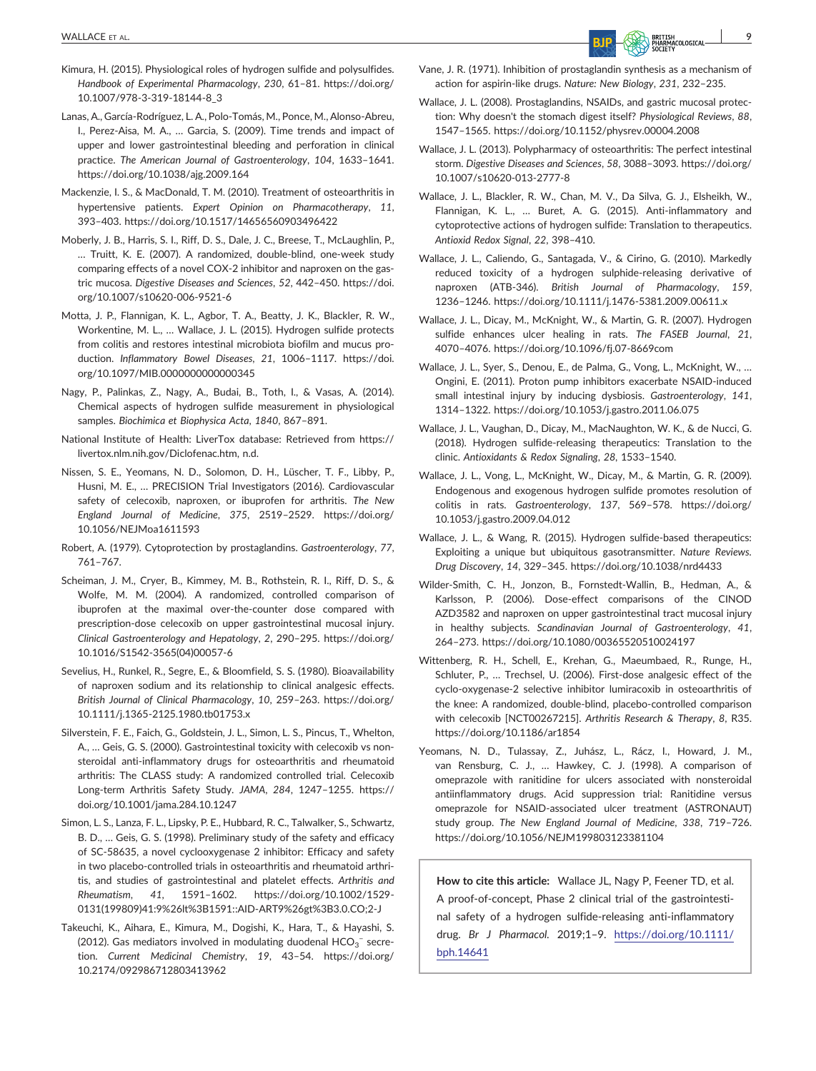Kimura, H. (2015). Physiological roles of hydrogen sulfide and polysulfides. *Handbook of Experimental Pharmacology*, *230*, 61–81. https://doi.org/10.1007/978-3-319-18144-8_3

Lanas, A., García-Rodríguez, L. A., Polo-Tomás, M., Ponce, M., Alonso-Abreu, I., Perez-Aisa, M. A., … Garcia, S. (2009). Time trends and impact of upper and lower gastrointestinal bleeding and perforation in clinical practice. *The American Journal of Gastroenterology*, *104*, 1633–1641. https://doi.org/10.1038/ajg.2009.164

Mackenzie, I. S., & MacDonald, T. M. (2010). Treatment of osteoarthritis in hypertensive patients. *Expert Opinion on Pharmacotherapy*, *11*, 393–403. https://doi.org/10.1517/14656560903496422

Moberly, J. B., Harris, S. I., Riff, D. S., Dale, J. C., Breese, T., McLaughlin, P., … Truitt, K. E. (2007). A randomized, double-blind, one-week study comparing effects of a novel COX-2 inhibitor and naproxen on the gastric mucosa. *Digestive Diseases and Sciences*, *52*, 442–450. https://doi.org/10.1007/s10620-006-9521-6

Motta, J. P., Flannigan, K. L., Agbor, T. A., Beatty, J. K., Blackler, R. W., Workentine, M. L., … Wallace, J. L. (2015). Hydrogen sulfide protects from colitis and restores intestinal microbiota biofilm and mucus production. *Inflammatory Bowel Diseases*, *21*, 1006–1117. https://doi.org/10.1097/MIB.0000000000000345

Nagy, P., Palinkas, Z., Nagy, A., Budai, B., Toth, I., & Vasas, A. (2014). Chemical aspects of hydrogen sulfide measurement in physiological samples. *Biochimica et Biophysica Acta*, *1840*, 867–891.

National Institute of Health: LiverTox database: Retrieved from https://livertox.nlm.nih.gov/Diclofenac.htm, n.d.

Nissen, S. E., Yeomans, N. D., Solomon, D. H., Lüscher, T. F., Libby, P., Husni, M. E., … PRECISION Trial Investigators (2016). Cardiovascular safety of celecoxib, naproxen, or ibuprofen for arthritis. *The New England Journal of Medicine*, *375*, 2519–2529. https://doi.org/10.1056/NEJMoa1611593

Robert, A. (1979). Cytoprotection by prostaglandins. *Gastroenterology*, *77*, 761–767.

Scheiman, J. M., Cryer, B., Kimmey, M. B., Rothstein, R. I., Riff, D. S., & Wolfe, M. M. (2004). A randomized, controlled comparison of ibuprofen at the maximal over-the-counter dose compared with prescription-dose celecoxib on upper gastrointestinal mucosal injury. *Clinical Gastroenterology and Hepatology*, *2*, 290–295. https://doi.org/10.1016/S1542-3565(04)00057-6

Sevelius, H., Runkel, R., Segre, E., & Bloomfield, S. S. (1980). Bioavailability of naproxen sodium and its relationship to clinical analgesic effects. *British Journal of Clinical Pharmacology*, *10*, 259–263. https://doi.org/10.1111/j.1365-2125.1980.tb01753.x

Silverstein, F. E., Faich, G., Goldstein, J. L., Simon, L. S., Pincus, T., Whelton, A., … Geis, G. S. (2000). Gastrointestinal toxicity with celecoxib vs nonsteroidal anti-inflammatory drugs for osteoarthritis and rheumatoid arthritis: The CLASS study: A randomized controlled trial. Celecoxib Long-term Arthritis Safety Study. *JAMA*, *284*, 1247–1255. https://doi.org/10.1001/jama.284.10.1247

Simon, L. S., Lanza, F. L., Lipsky, P. E., Hubbard, R. C., Talwalker, S., Schwartz, B. D., … Geis, G. S. (1998). Preliminary study of the safety and efficacy of SC-58635, a novel cyclooxygenase 2 inhibitor: Efficacy and safety in two placebo-controlled trials in osteoarthritis and rheumatoid arthritis, and studies of gastrointestinal and platelet effects. *Arthritis and Rheumatism*, *41*, 1591–1602. https://doi.org/10.1002/1529-0131(199809)41:9%26lt%3B1591::AID-ART9%26gt%3B3.0.CO;2-J

Takeuchi, K., Aihara, E., Kimura, M., Dogishi, K., Hara, T., & Hayashi, S. (2012). Gas mediators involved in modulating duodenal $HCO_3^-$ secretion. *Current Medicinal Chemistry*, *19*, 43–54. https://doi.org/10.2174/092986712803413962

Vane, J. R. (1971). Inhibition of prostaglandin synthesis as a mechanism of action for aspirin-like drugs. *Nature: New Biology*, *231*, 232–235.

Wallace, J. L. (2008). Prostaglandins, NSAIDs, and gastric mucosal protection: Why doesn't the stomach digest itself? *Physiological Reviews*, *88*, 1547–1565. https://doi.org/10.1152/physrev.00004.2008

Wallace, J. L. (2013). Polypharmacy of osteoarthritis: The perfect intestinal storm. *Digestive Diseases and Sciences*, *58*, 3088–3093. https://doi.org/10.1007/s10620-013-2777-8

Wallace, J. L., Blackler, R. W., Chan, M. V., Da Silva, G. J., Elsheikh, W., Flannigan, K. L., … Buret, A. G. (2015). Anti-inflammatory and cytoprotective actions of hydrogen sulfide: Translation to therapeutics. *Antioxid Redox Signal*, *22*, 398–410.

Wallace, J. L., Caliendo, G., Santagada, V., & Cirino, G. (2010). Markedly reduced toxicity of a hydrogen sulphide-releasing derivative of naproxen (ATB-346). *British Journal of Pharmacology*, *159*, 1236–1246. https://doi.org/10.1111/j.1476-5381.2009.00611.x

Wallace, J. L., Dicay, M., McKnight, W., & Martin, G. R. (2007). Hydrogen sulfide enhances ulcer healing in rats. *The FASEB Journal*, *21*, 4070–4076. https://doi.org/10.1096/fj.07-8669com

Wallace, J. L., Syer, S., Denou, E., de Palma, G., Vong, L., McKnight, W., … Ongini, E. (2011). Proton pump inhibitors exacerbate NSAID-induced small intestinal injury by inducing dysbiosis. *Gastroenterology*, *141*, 1314–1322. https://doi.org/10.1053/j.gastro.2011.06.075

Wallace, J. L., Vaughan, D., Dicay, M., MacNaughton, W. K., & de Nucci, G. (2018). Hydrogen sulfide-releasing therapeutics: Translation to the clinic. *Antioxidants & Redox Signaling*, *28*, 1533–1540.

Wallace, J. L., Vong, L., McKnight, W., Dicay, M., & Martin, G. R. (2009). Endogenous and exogenous hydrogen sulfide promotes resolution of colitis in rats. *Gastroenterology*, *137*, 569–578. https://doi.org/10.1053/j.gastro.2009.04.012

Wallace, J. L., & Wang, R. (2015). Hydrogen sulfide-based therapeutics: Exploiting a unique but ubiquitous gasotransmitter. *Nature Reviews. Drug Discovery*, *14*, 329–345. https://doi.org/10.1038/nrd4433

Wilder-Smith, C. H., Jonzon, B., Fornstedt-Wallin, B., Hedman, A., & Karlsson, P. (2006). Dose-effect comparisons of the CINOD AZD3582 and naproxen on upper gastrointestinal tract mucosal injury in healthy subjects. *Scandinavian Journal of Gastroenterology*, *41*, 264–273. https://doi.org/10.1080/00365520510024197

Wittenberg, R. H., Schell, E., Krehan, G., Maeumbaed, R., Runge, H., Schluter, P., … Trechsel, U. (2006). First-dose analgesic effect of the cyclo-oxygenase-2 selective inhibitor lumiracoxib in osteoarthritis of the knee: A randomized, double-blind, placebo-controlled comparison with celecoxib [NCT00267215]. *Arthritis Research & Therapy*, *8*, R35. https://doi.org/10.1186/ar1854

Yeomans, N. D., Tulassay, Z., Juhász, L., Rácz, I., Howard, J. M., van Rensburg, C. J., … Hawkey, C. J. (1998). A comparison of omeprazole with ranitidine for ulcers associated with nonsteroidal antiinflammatory drugs. Acid suppression trial: Ranitidine versus omeprazole for NSAID-associated ulcer treatment (ASTRONAUT) study group. *The New England Journal of Medicine*, *338*, 719–726. https://doi.org/10.1056/NEJM199803123381104

**How to cite this article:** Wallace JL, Nagy P, Feener TD, et al. A proof-of-concept, Phase 2 clinical trial of the gastrointestinal safety of a hydrogen sulfide-releasing anti-inflammatory drug. *Br J Pharmacol*. 2019;1–9. https://doi.org/10.1111/bph.14641